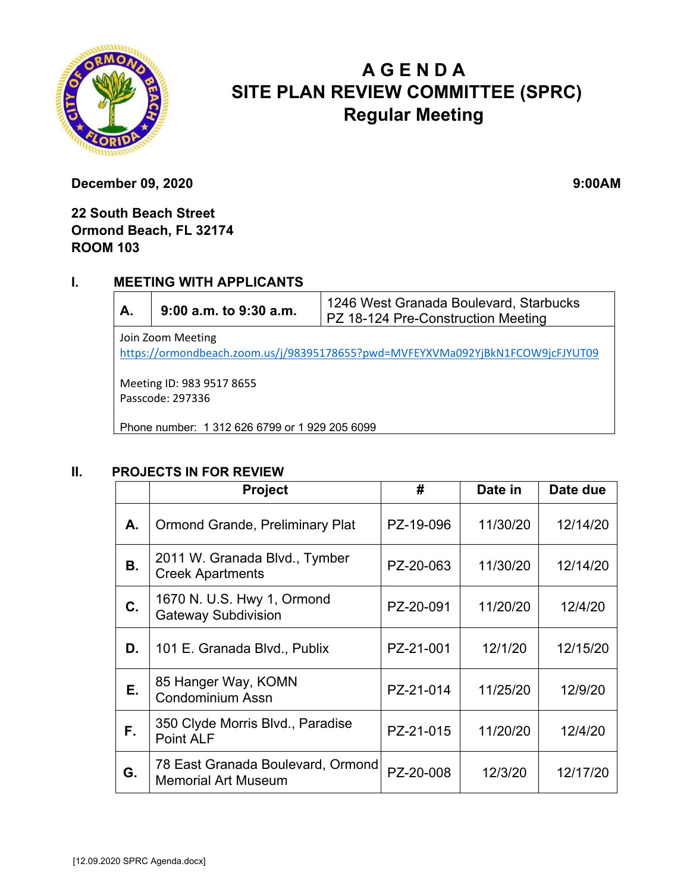# AGENDA
# SITE PLAN REVIEW COMMITTEE (SPRC)
## Regular Meeting

**December 09, 2020** **9:00AM**

**22 South Beach Street**
**Ormond Beach, FL 32174**
**ROOM 103**

## I. MEETING WITH APPLICANTS

| A. | 9:00 a.m. to 9:30 a.m. | 1246 West Granada Boulevard, Starbucks PZ 18-124 Pre-Construction Meeting |
|---|---|---|

Join Zoom Meeting
https://ormondbeach.zoom.us/j/98395178655?pwd=MVFEYXVMa092YjBkN1FCOW9jcFJYUT09

Meeting ID: 983 9517 8655
Passcode: 297336

Phone number: 1 312 626 6799 or 1 929 205 6099

## II. PROJECTS IN FOR REVIEW

| | Project | # | Date in | Date due |
|---|---|---|---|---|
| **A.** | Ormond Grande, Preliminary Plat | PZ-19-096 | 11/30/20 | 12/14/20 |
| **B.** | 2011 W. Granada Blvd., Tymber Creek Apartments | PZ-20-063 | 11/30/20 | 12/14/20 |
| **C.** | 1670 N. U.S. Hwy 1, Ormond Gateway Subdivision | PZ-20-091 | 11/20/20 | 12/4/20 |
| **D.** | 101 E. Granada Blvd., Publix | PZ-21-001 | 12/1/20 | 12/15/20 |
| **E.** | 85 Hanger Way, KOMN Condominium Assn | PZ-21-014 | 11/25/20 | 12/9/20 |
| **F.** | 350 Clyde Morris Blvd., Paradise Point ALF | PZ-21-015 | 11/20/20 | 12/4/20 |
| **G.** | 78 East Granada Boulevard, Ormond Memorial Art Museum | PZ-20-008 | 12/3/20 | 12/17/20 |

[12.09.2020 SPRC Agenda.docx]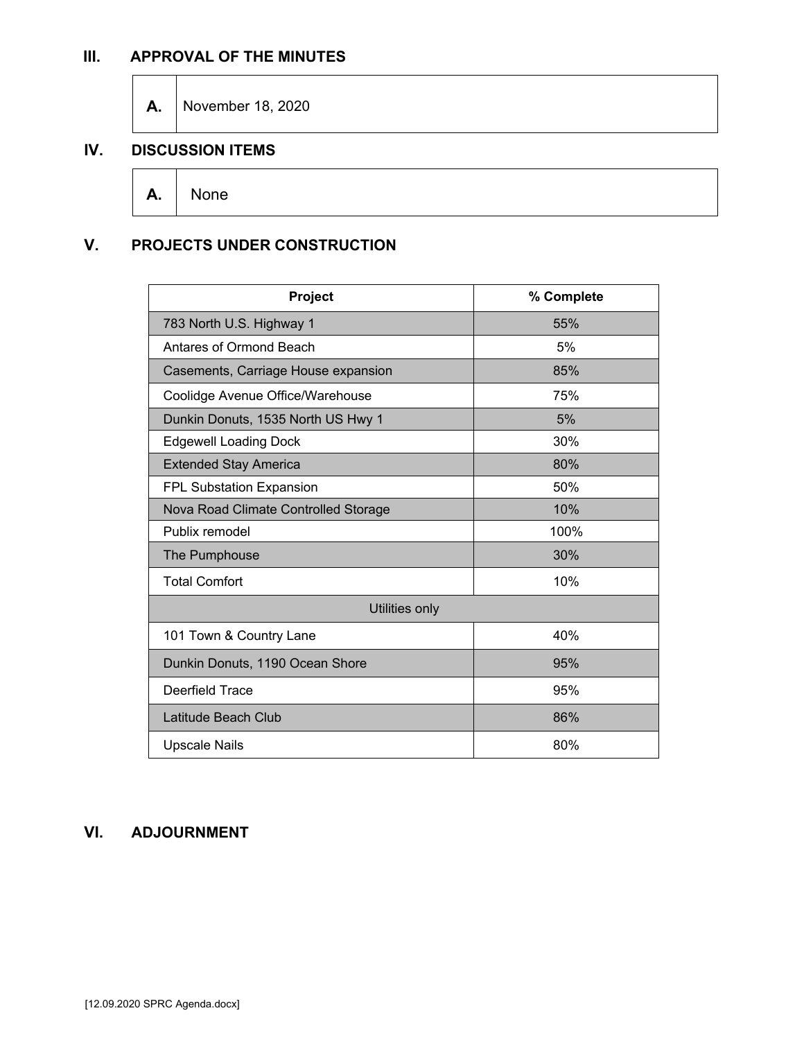## III. APPROVAL OF THE MINUTES

| | |
|---|---|
| **A.** | November 18, 2020 |

## IV. DISCUSSION ITEMS

| | |
|---|---|
| **A.** | None |

## V. PROJECTS UNDER CONSTRUCTION

| Project | % Complete |
|---|---|
| 783 North U.S. Highway 1 | 55% |
| Antares of Ormond Beach | 5% |
| Casements, Carriage House expansion | 85% |
| Coolidge Avenue Office/Warehouse | 75% |
| Dunkin Donuts, 1535 North US Hwy 1 | 5% |
| Edgewell Loading Dock | 30% |
| Extended Stay America | 80% |
| FPL Substation Expansion | 50% |
| Nova Road Climate Controlled Storage | 10% |
| Publix remodel | 100% |
| The Pumphouse | 30% |
| Total Comfort | 10% |
| Utilities only | |
| 101 Town & Country Lane | 40% |
| Dunkin Donuts, 1190 Ocean Shore | 95% |
| Deerfield Trace | 95% |
| Latitude Beach Club | 86% |
| Upscale Nails | 80% |

## VI. ADJOURNMENT

[12.09.2020 SPRC Agenda.docx]